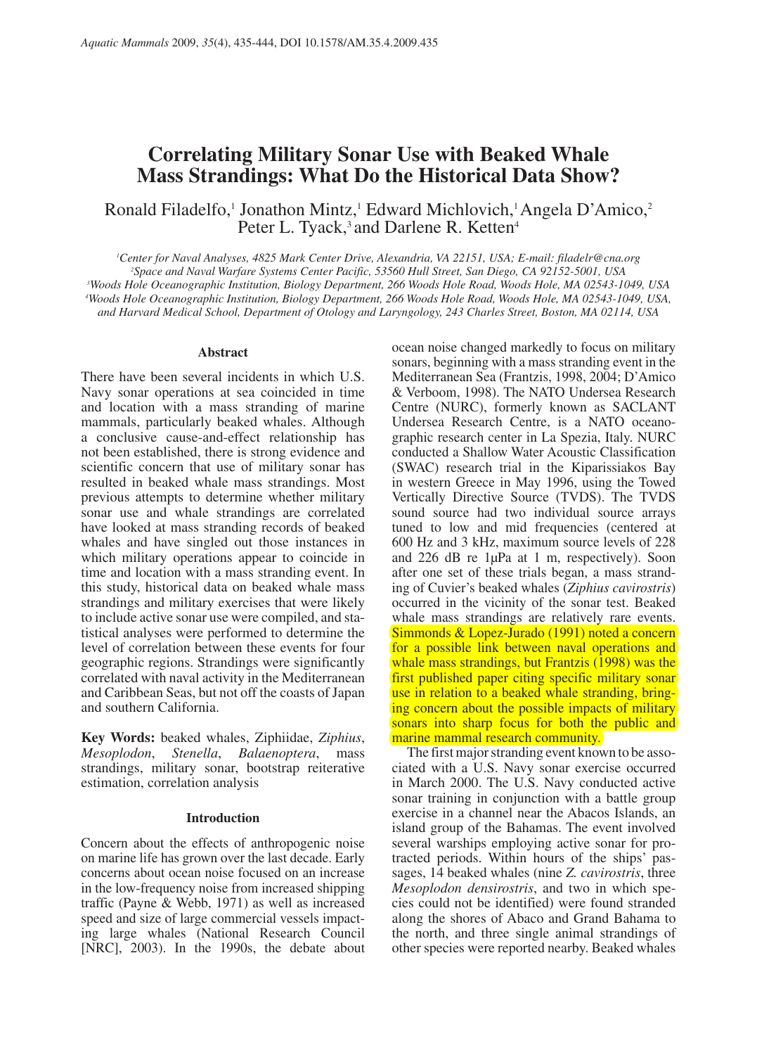# Correlating Military Sonar Use with Beaked Whale Mass Strandings: What Do the Historical Data Show?

Ronald Filadelfo,[1] Jonathon Mintz,[1] Edward Michlovich,[1] Angela D'Amico,[2] Peter L. Tyack,[3] and Darlene R. Ketten[4]

[1]Center for Naval Analyses, 4825 Mark Center Drive, Alexandria, VA 22151, USA; E-mail: filadelr@cna.org
[2]Space and Naval Warfare Systems Center Pacific, 53560 Hull Street, San Diego, CA 92152-5001, USA
[3]Woods Hole Oceanographic Institution, Biology Department, 266 Woods Hole Road, Woods Hole, MA 02543-1049, USA
[4]Woods Hole Oceanographic Institution, Biology Department, 266 Woods Hole Road, Woods Hole, MA 02543-1049, USA, and Harvard Medical School, Department of Otology and Laryngology, 243 Charles Street, Boston, MA 02114, USA

## Abstract

There have been several incidents in which U.S. Navy sonar operations at sea coincided in time and location with a mass stranding of marine mammals, particularly beaked whales. Although a conclusive cause-and-effect relationship has not been established, there is strong evidence and scientific concern that use of military sonar has resulted in beaked whale mass strandings. Most previous attempts to determine whether military sonar use and whale strandings are correlated have looked at mass stranding records of beaked whales and have singled out those instances in which military operations appear to coincide in time and location with a mass stranding event. In this study, historical data on beaked whale mass strandings and military exercises that were likely to include active sonar use were compiled, and statistical analyses were performed to determine the level of correlation between these events for four geographic regions. Strandings were significantly correlated with naval activity in the Mediterranean and Caribbean Seas, but not off the coasts of Japan and southern California.

**Key Words:** beaked whales, Ziphiidae, *Ziphius*, *Mesoplodon*, *Stenella*, *Balaenoptera*, mass strandings, military sonar, bootstrap reiterative estimation, correlation analysis

## Introduction

Concern about the effects of anthropogenic noise on marine life has grown over the last decade. Early concerns about ocean noise focused on an increase in the low-frequency noise from increased shipping traffic (Payne & Webb, 1971) as well as increased speed and size of large commercial vessels impacting large whales (National Research Council [NRC], 2003). In the 1990s, the debate about ocean noise changed markedly to focus on military sonars, beginning with a mass stranding event in the Mediterranean Sea (Frantzis, 1998, 2004; D'Amico & Verboom, 1998). The NATO Undersea Research Centre (NURC), formerly known as SACLANT Undersea Research Centre, is a NATO oceanographic research center in La Spezia, Italy. NURC conducted a Shallow Water Acoustic Classification (SWAC) research trial in the Kiparissiakos Bay in western Greece in May 1996, using the Towed Vertically Directive Source (TVDS). The TVDS sound source had two individual source arrays tuned to low and mid frequencies (centered at 600 Hz and 3 kHz, maximum source levels of 228 and 226 dB re 1µPa at 1 m, respectively). Soon after one set of these trials began, a mass stranding of Cuvier's beaked whales (*Ziphius cavirostris*) occurred in the vicinity of the sonar test. Beaked whale mass strandings are relatively rare events. Simmonds & Lopez-Jurado (1991) noted a concern for a possible link between naval operations and whale mass strandings, but Frantzis (1998) was the first published paper citing specific military sonar use in relation to a beaked whale stranding, bringing concern about the possible impacts of military sonars into sharp focus for both the public and marine mammal research community.

The first major stranding event known to be associated with a U.S. Navy sonar exercise occurred in March 2000. The U.S. Navy conducted active sonar training in conjunction with a battle group exercise in a channel near the Abacos Islands, an island group of the Bahamas. The event involved several warships employing active sonar for protracted periods. Within hours of the ships' passages, 14 beaked whales (nine *Z. cavirostris*, three *Mesoplodon densirostris*, and two in which species could not be identified) were found stranded along the shores of Abaco and Grand Bahama to the north, and three single animal strandings of other species were reported nearby. Beaked whales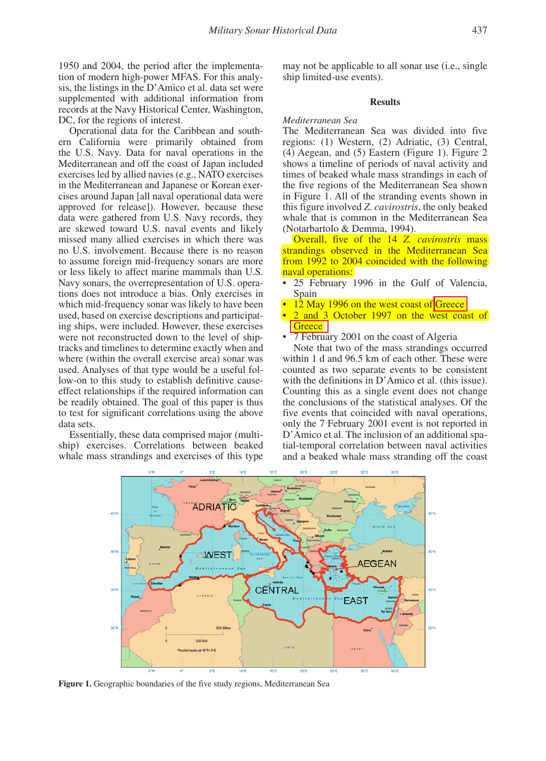1950 and 2004, the period after the implementation of modern high-power MFAS. For this analysis, the listings in the D'Amico et al. data set were supplemented with additional information from records at the Navy Historical Center, Washington, DC, for the regions of interest.

Operational data for the Caribbean and southern California were primarily obtained from the U.S. Navy. Data for naval operations in the Mediterranean and off the coast of Japan included exercises led by allied navies (e.g., NATO exercises in the Mediterranean and Japanese or Korean exercises around Japan [all naval operational data were approved for release]). However, because these data were gathered from U.S. Navy records, they are skewed toward U.S. naval events and likely missed many allied exercises in which there was no U.S. involvement. Because there is no reason to assume foreign mid-frequency sonars are more or less likely to affect marine mammals than U.S. Navy sonars, the overrepresentation of U.S. operations does not introduce a bias. Only exercises in which mid-frequency sonar was likely to have been used, based on exercise descriptions and participating ships, were included. However, these exercises were not reconstructed down to the level of ship-tracks and timelines to determine exactly when and where (within the overall exercise area) sonar was used. Analyses of that type would be a useful follow-on to this study to establish definitive cause-effect relationships if the required information can be readily obtained. The goal of this paper is thus to test for significant correlations using the above data sets.

Essentially, these data comprised major (multi-ship) exercises. Correlations between beaked whale mass strandings and exercises of this type may not be applicable to all sonar use (i.e., single ship limited-use events).

## Results

*Mediterranean Sea*

The Mediterranean Sea was divided into five regions: (1) Western, (2) Adriatic, (3) Central, (4) Aegean, and (5) Eastern (Figure 1). Figure 2 shows a timeline of periods of naval activity and times of beaked whale mass strandings in each of the five regions of the Mediterranean Sea shown in Figure 1. All of the stranding events shown in this figure involved *Z. cavirostris*, the only beaked whale that is common in the Mediterranean Sea (Notarbartolo & Demma, 1994).

Overall, five of the 14 *Z. cavirostris* mass strandings observed in the Mediterranean Sea from 1992 to 2004 coincided with the following naval operations:

- 25 February 1996 in the Gulf of Valencia, Spain
- 12 May 1996 on the west coast of Greece
- 2 and 3 October 1997 on the west coast of Greece
- 7 February 2001 on the coast of Algeria

Note that two of the mass strandings occurred within 1 d and 96.5 km of each other. These were counted as two separate events to be consistent with the definitions in D'Amico et al. (this issue). Counting this as a single event does not change the conclusions of the statistical analyses. Of the five events that coincided with naval operations, only the 7 February 2001 event is not reported in D'Amico et al. The inclusion of an additional spatial-temporal correlation between naval activities and a beaked whale mass stranding off the coast

**Figure 1.** Geographic boundaries of the five study regions, Mediterranean Sea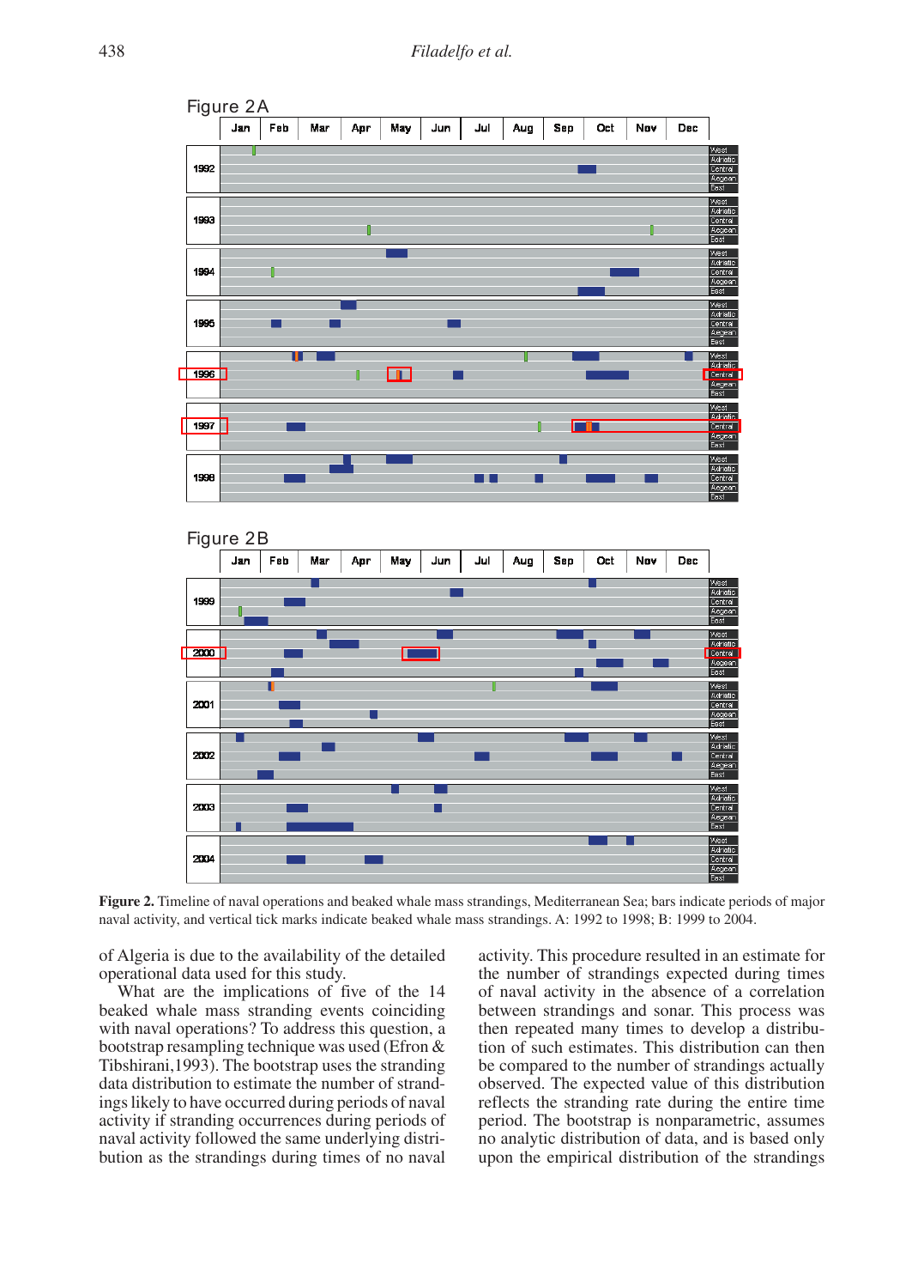Figure 2A

Jan Feb Mar Apr May Jun Jul Aug Sep Oct Nov Dec

1992
1993
1994
1995
1996
1997
1998

West
Adriatic
Central
Aegean
East

Figure 2B

Jan Feb Mar Apr May Jun Jul Aug Sep Oct Nov Dec

1999
2000
2001
2002
2003
2004

West
Adriatic
Central
Aegean
East

**Figure 2.** Timeline of naval operations and beaked whale mass strandings, Mediterranean Sea; bars indicate periods of major naval activity, and vertical tick marks indicate beaked whale mass strandings. A: 1992 to 1998; B: 1999 to 2004.

of Algeria is due to the availability of the detailed operational data used for this study.

What are the implications of five of the 14 beaked whale mass stranding events coinciding with naval operations? To address this question, a bootstrap resampling technique was used (Efron & Tibshirani,1993). The bootstrap uses the stranding data distribution to estimate the number of strandings likely to have occurred during periods of naval activity if stranding occurrences during periods of naval activity followed the same underlying distribution as the strandings during times of no naval activity. This procedure resulted in an estimate for the number of strandings expected during times of naval activity in the absence of a correlation between strandings and sonar. This process was then repeated many times to develop a distribution of such estimates. This distribution can then be compared to the number of strandings actually observed. The expected value of this distribution reflects the stranding rate during the entire time period. The bootstrap is nonparametric, assumes no analytic distribution of data, and is based only upon the empirical distribution of the strandings